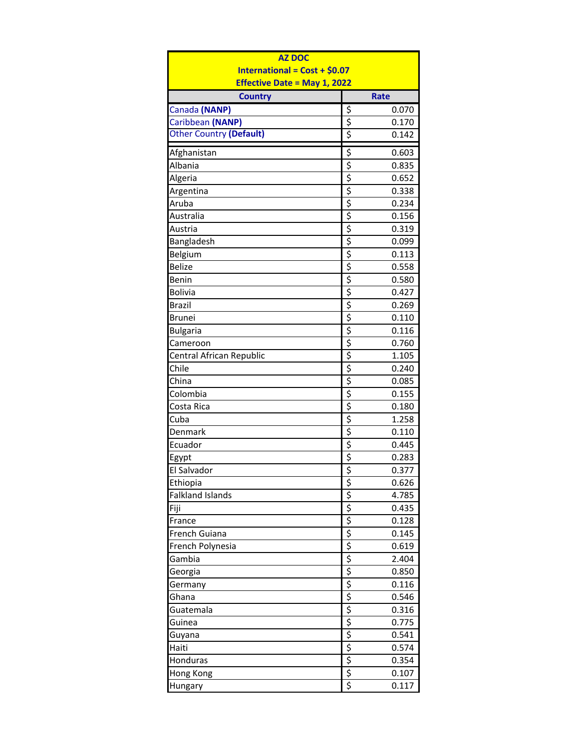**AZ DOC**

**International = Cost + $0.07**

**Effective Date = May 1, 2022**

| Country | Rate |
|---|---|
| Canada **(NANP)** | $ 0.070 |
| Caribbean **(NANP)** | $ 0.170 |
| Other Country **(Default)** | $ 0.142 |
| Afghanistan | $ 0.603 |
| Albania | $ 0.835 |
| Algeria | $ 0.652 |
| Argentina | $ 0.338 |
| Aruba | $ 0.234 |
| Australia | $ 0.156 |
| Austria | $ 0.319 |
| Bangladesh | $ 0.099 |
| Belgium | $ 0.113 |
| Belize | $ 0.558 |
| Benin | $ 0.580 |
| Bolivia | $ 0.427 |
| Brazil | $ 0.269 |
| Brunei | $ 0.110 |
| Bulgaria | $ 0.116 |
| Cameroon | $ 0.760 |
| Central African Republic | $ 1.105 |
| Chile | $ 0.240 |
| China | $ 0.085 |
| Colombia | $ 0.155 |
| Costa Rica | $ 0.180 |
| Cuba | $ 1.258 |
| Denmark | $ 0.110 |
| Ecuador | $ 0.445 |
| Egypt | $ 0.283 |
| El Salvador | $ 0.377 |
| Ethiopia | $ 0.626 |
| Falkland Islands | $ 4.785 |
| Fiji | $ 0.435 |
| France | $ 0.128 |
| French Guiana | $ 0.145 |
| French Polynesia | $ 0.619 |
| Gambia | $ 2.404 |
| Georgia | $ 0.850 |
| Germany | $ 0.116 |
| Ghana | $ 0.546 |
| Guatemala | $ 0.316 |
| Guinea | $ 0.775 |
| Guyana | $ 0.541 |
| Haiti | $ 0.574 |
| Honduras | $ 0.354 |
| Hong Kong | $ 0.107 |
| Hungary | $ 0.117 |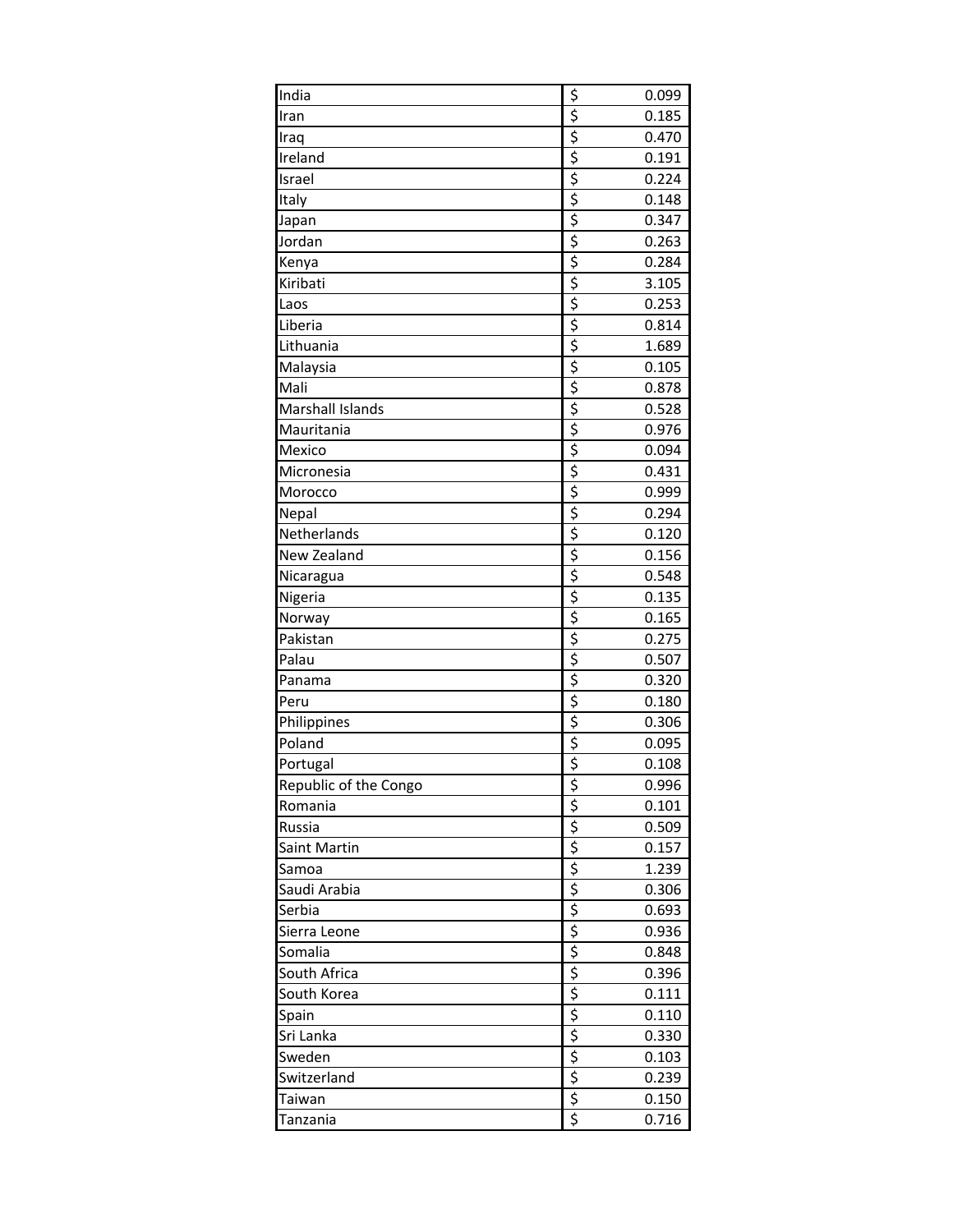| | |
|---|---|
| India | $ 0.099 |
| Iran | $ 0.185 |
| Iraq | $ 0.470 |
| Ireland | $ 0.191 |
| Israel | $ 0.224 |
| Italy | $ 0.148 |
| Japan | $ 0.347 |
| Jordan | $ 0.263 |
| Kenya | $ 0.284 |
| Kiribati | $ 3.105 |
| Laos | $ 0.253 |
| Liberia | $ 0.814 |
| Lithuania | $ 1.689 |
| Malaysia | $ 0.105 |
| Mali | $ 0.878 |
| Marshall Islands | $ 0.528 |
| Mauritania | $ 0.976 |
| Mexico | $ 0.094 |
| Micronesia | $ 0.431 |
| Morocco | $ 0.999 |
| Nepal | $ 0.294 |
| Netherlands | $ 0.120 |
| New Zealand | $ 0.156 |
| Nicaragua | $ 0.548 |
| Nigeria | $ 0.135 |
| Norway | $ 0.165 |
| Pakistan | $ 0.275 |
| Palau | $ 0.507 |
| Panama | $ 0.320 |
| Peru | $ 0.180 |
| Philippines | $ 0.306 |
| Poland | $ 0.095 |
| Portugal | $ 0.108 |
| Republic of the Congo | $ 0.996 |
| Romania | $ 0.101 |
| Russia | $ 0.509 |
| Saint Martin | $ 0.157 |
| Samoa | $ 1.239 |
| Saudi Arabia | $ 0.306 |
| Serbia | $ 0.693 |
| Sierra Leone | $ 0.936 |
| Somalia | $ 0.848 |
| South Africa | $ 0.396 |
| South Korea | $ 0.111 |
| Spain | $ 0.110 |
| Sri Lanka | $ 0.330 |
| Sweden | $ 0.103 |
| Switzerland | $ 0.239 |
| Taiwan | $ 0.150 |
| Tanzania | $ 0.716 |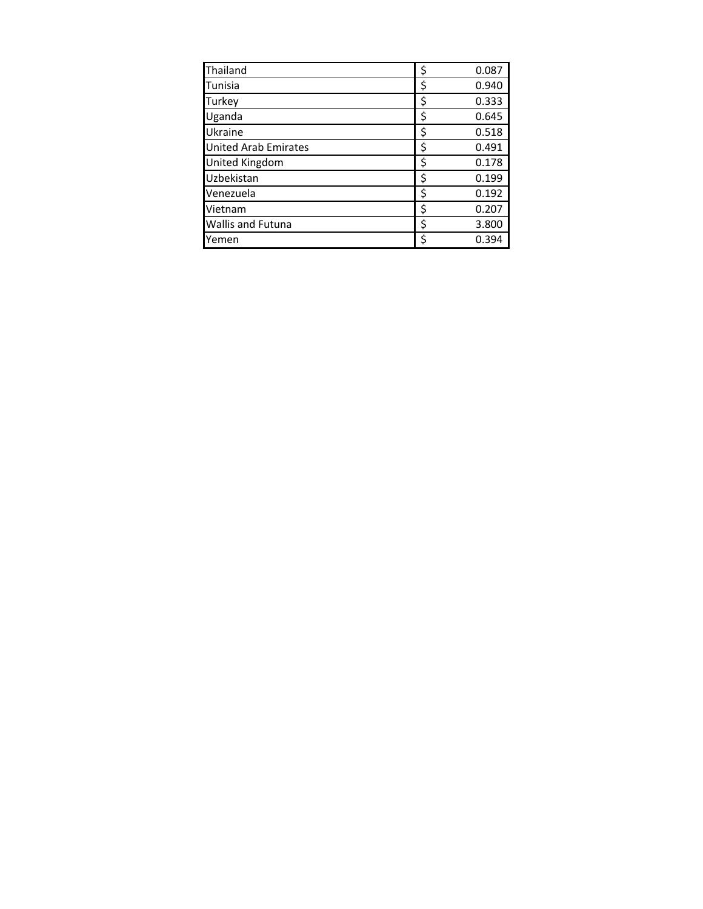| | |
|---|---|
| Thailand | $ 0.087 |
| Tunisia | $ 0.940 |
| Turkey | $ 0.333 |
| Uganda | $ 0.645 |
| Ukraine | $ 0.518 |
| United Arab Emirates | $ 0.491 |
| United Kingdom | $ 0.178 |
| Uzbekistan | $ 0.199 |
| Venezuela | $ 0.192 |
| Vietnam | $ 0.207 |
| Wallis and Futuna | $ 3.800 |
| Yemen | $ 0.394 |